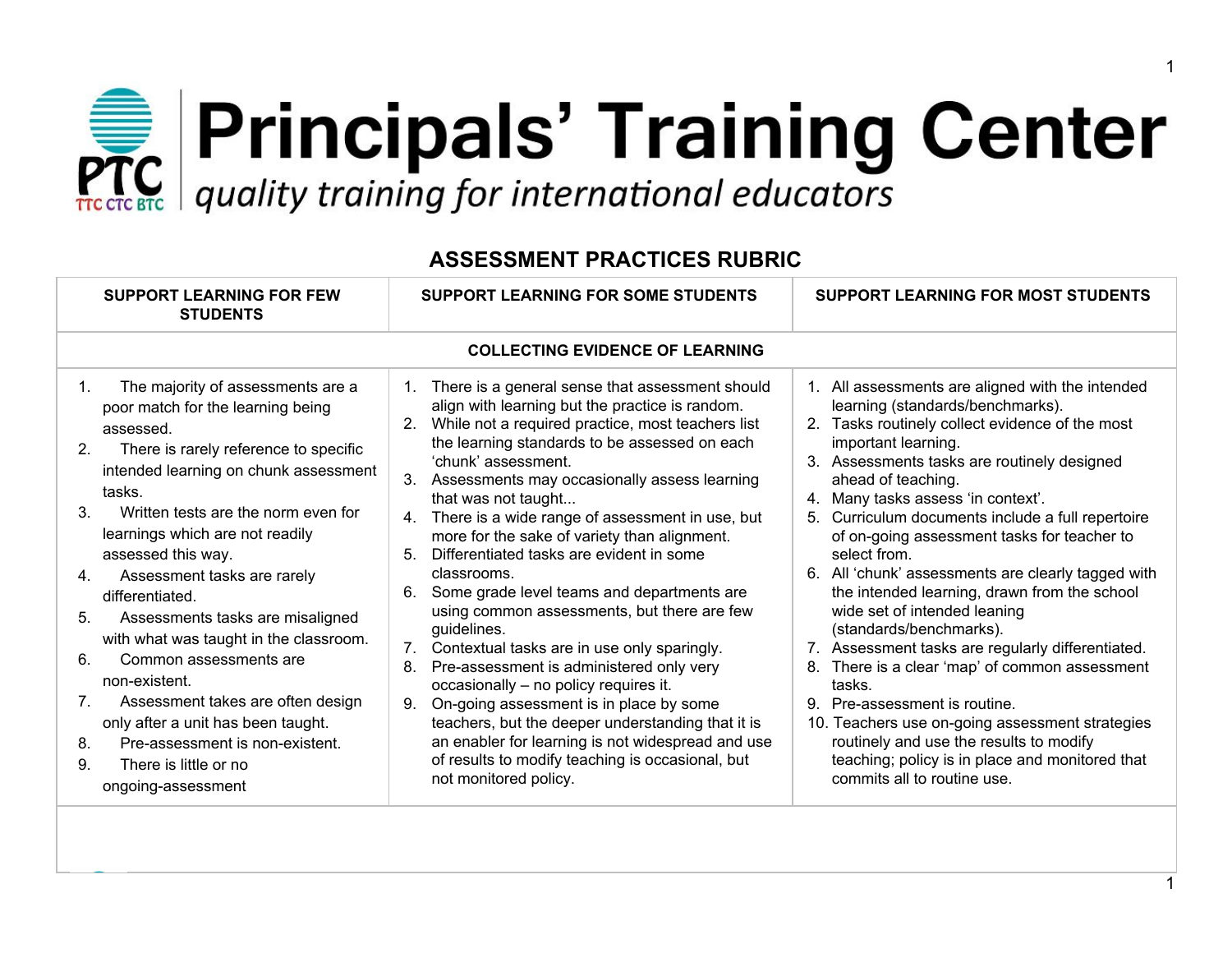# Principals' Training Center

*quality training for international educators*

## ASSESSMENT PRACTICES RUBRIC

| SUPPORT LEARNING FOR FEW STUDENTS | SUPPORT LEARNING FOR SOME STUDENTS | SUPPORT LEARNING FOR MOST STUDENTS |
|---|---|---|
| **COLLECTING EVIDENCE OF LEARNING** | | |
| 1. The majority of assessments are a poor match for the learning being assessed.<br>2. There is rarely reference to specific intended learning on chunk assessment tasks.<br>3. Written tests are the norm even for learnings which are not readily assessed this way.<br>4. Assessment tasks are rarely differentiated.<br>5. Assessments tasks are misaligned with what was taught in the classroom.<br>6. Common assessments are non-existent.<br>7. Assessment takes are often design only after a unit has been taught.<br>8. Pre-assessment is non-existent.<br>9. There is little or no ongoing-assessment | 1. There is a general sense that assessment should align with learning but the practice is random.<br>2. While not a required practice, most teachers list the learning standards to be assessed on each 'chunk' assessment.<br>3. Assessments may occasionally assess learning that was not taught...<br>4. There is a wide range of assessment in use, but more for the sake of variety than alignment.<br>5. Differentiated tasks are evident in some classrooms.<br>6. Some grade level teams and departments are using common assessments, but there are few guidelines.<br>7. Contextual tasks are in use only sparingly.<br>8. Pre-assessment is administered only very occasionally – no policy requires it.<br>9. On-going assessment is in place by some teachers, but the deeper understanding that it is an enabler for learning is not widespread and use of results to modify teaching is occasional, but not monitored policy. | 1. All assessments are aligned with the intended learning (standards/benchmarks).<br>2. Tasks routinely collect evidence of the most important learning.<br>3. Assessments tasks are routinely designed ahead of teaching.<br>4. Many tasks assess 'in context'.<br>5. Curriculum documents include a full repertoire of on-going assessment tasks for teacher to select from.<br>6. All 'chunk' assessments are clearly tagged with the intended learning, drawn from the school wide set of intended leaning (standards/benchmarks).<br>7. Assessment tasks are regularly differentiated.<br>8. There is a clear 'map' of common assessment tasks.<br>9. Pre-assessment is routine.<br>10. Teachers use on-going assessment strategies routinely and use the results to modify teaching; policy is in place and monitored that commits all to routine use. |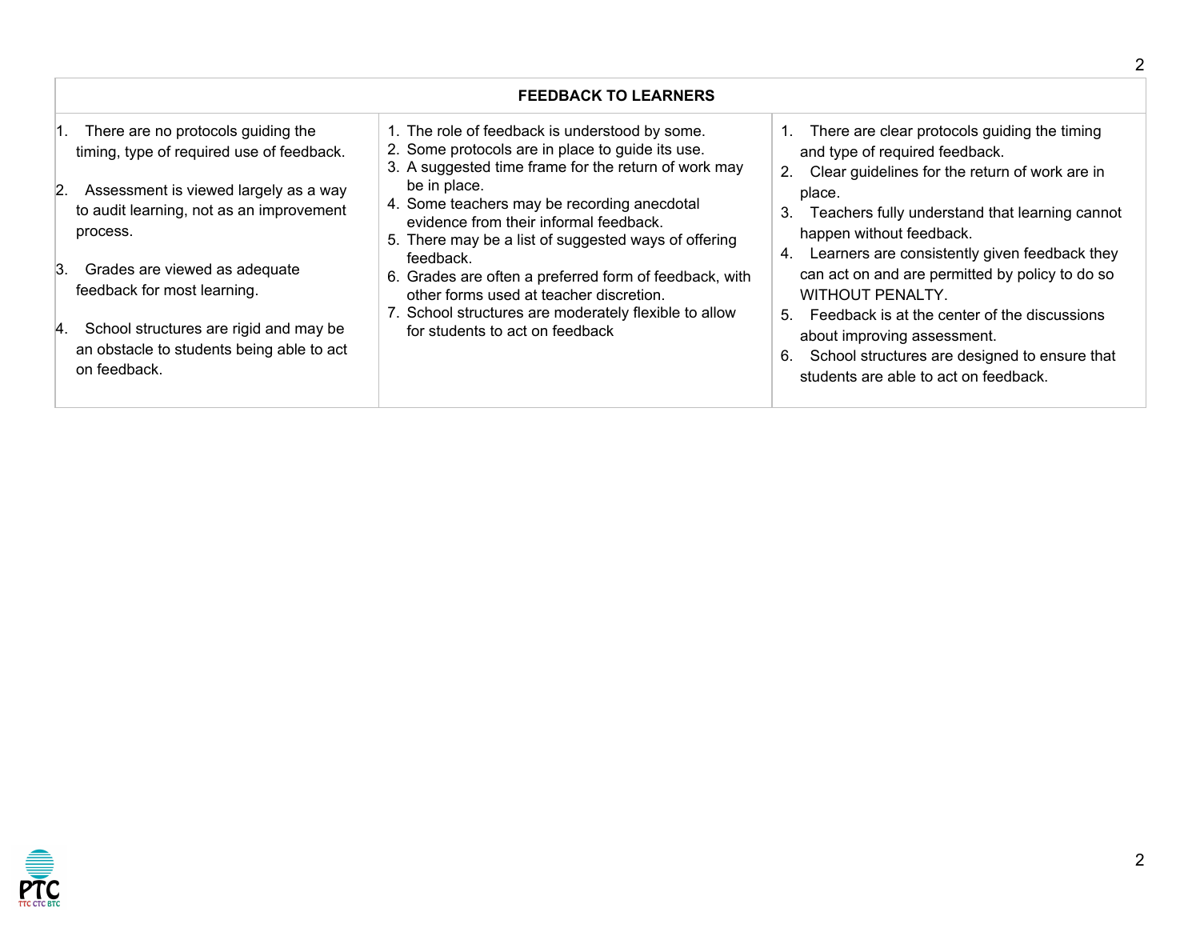| FEEDBACK TO LEARNERS | | |
|---|---|---|
| 1. There are no protocols guiding the timing, type of required use of feedback.<br><br>2. Assessment is viewed largely as a way to audit learning, not as an improvement process.<br><br>3. Grades are viewed as adequate feedback for most learning.<br><br>4. School structures are rigid and may be an obstacle to students being able to act on feedback. | 1. The role of feedback is understood by some.<br>2. Some protocols are in place to guide its use.<br>3. A suggested time frame for the return of work may be in place.<br>4. Some teachers may be recording anecdotal evidence from their informal feedback.<br>5. There may be a list of suggested ways of offering feedback.<br>6. Grades are often a preferred form of feedback, with other forms used at teacher discretion.<br>7. School structures are moderately flexible to allow for students to act on feedback | 1. There are clear protocols guiding the timing and type of required feedback.<br>2. Clear guidelines for the return of work are in place.<br>3. Teachers fully understand that learning cannot happen without feedback.<br>4. Learners are consistently given feedback they can act on and are permitted by policy to do so WITHOUT PENALTY.<br>5. Feedback is at the center of the discussions about improving assessment.<br>6. School structures are designed to ensure that students are able to act on feedback. |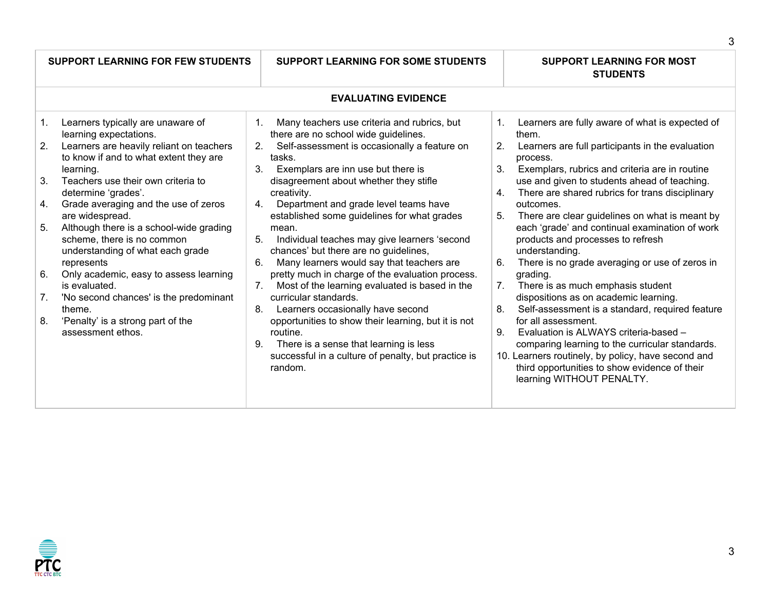| SUPPORT LEARNING FOR FEW STUDENTS | SUPPORT LEARNING FOR SOME STUDENTS | SUPPORT LEARNING FOR MOST STUDENTS |
|---|---|---|
| **EVALUATING EVIDENCE** | | |
| 1. Learners typically are unaware of learning expectations.<br>2. Learners are heavily reliant on teachers to know if and to what extent they are learning.<br>3. Teachers use their own criteria to determine 'grades'.<br>4. Grade averaging and the use of zeros are widespread.<br>5. Although there is a school-wide grading scheme, there is no common understanding of what each grade represents<br>6. Only academic, easy to assess learning is evaluated.<br>7. 'No second chances' is the predominant theme.<br>8. 'Penalty' is a strong part of the assessment ethos. | 1. Many teachers use criteria and rubrics, but there are no school wide guidelines.<br>2. Self-assessment is occasionally a feature on tasks.<br>3. Exemplars are inn use but there is disagreement about whether they stifle creativity.<br>4. Department and grade level teams have established some guidelines for what grades mean.<br>5. Individual teaches may give learners 'second chances' but there are no guidelines,<br>6. Many learners would say that teachers are pretty much in charge of the evaluation process.<br>7. Most of the learning evaluated is based in the curricular standards.<br>8. Learners occasionally have second opportunities to show their learning, but it is not routine.<br>9. There is a sense that learning is less successful in a culture of penalty, but practice is random. | 1. Learners are fully aware of what is expected of them.<br>2. Learners are full participants in the evaluation process.<br>3. Exemplars, rubrics and criteria are in routine use and given to students ahead of teaching.<br>4. There are shared rubrics for trans disciplinary outcomes.<br>5. There are clear guidelines on what is meant by each 'grade' and continual examination of work products and processes to refresh understanding.<br>6. There is no grade averaging or use of zeros in grading.<br>7. There is as much emphasis student dispositions as on academic learning.<br>8. Self-assessment is a standard, required feature for all assessment.<br>9. Evaluation is ALWAYS criteria-based – comparing learning to the curricular standards.<br>10. Learners routinely, by policy, have second and third opportunities to show evidence of their learning WITHOUT PENALTY. |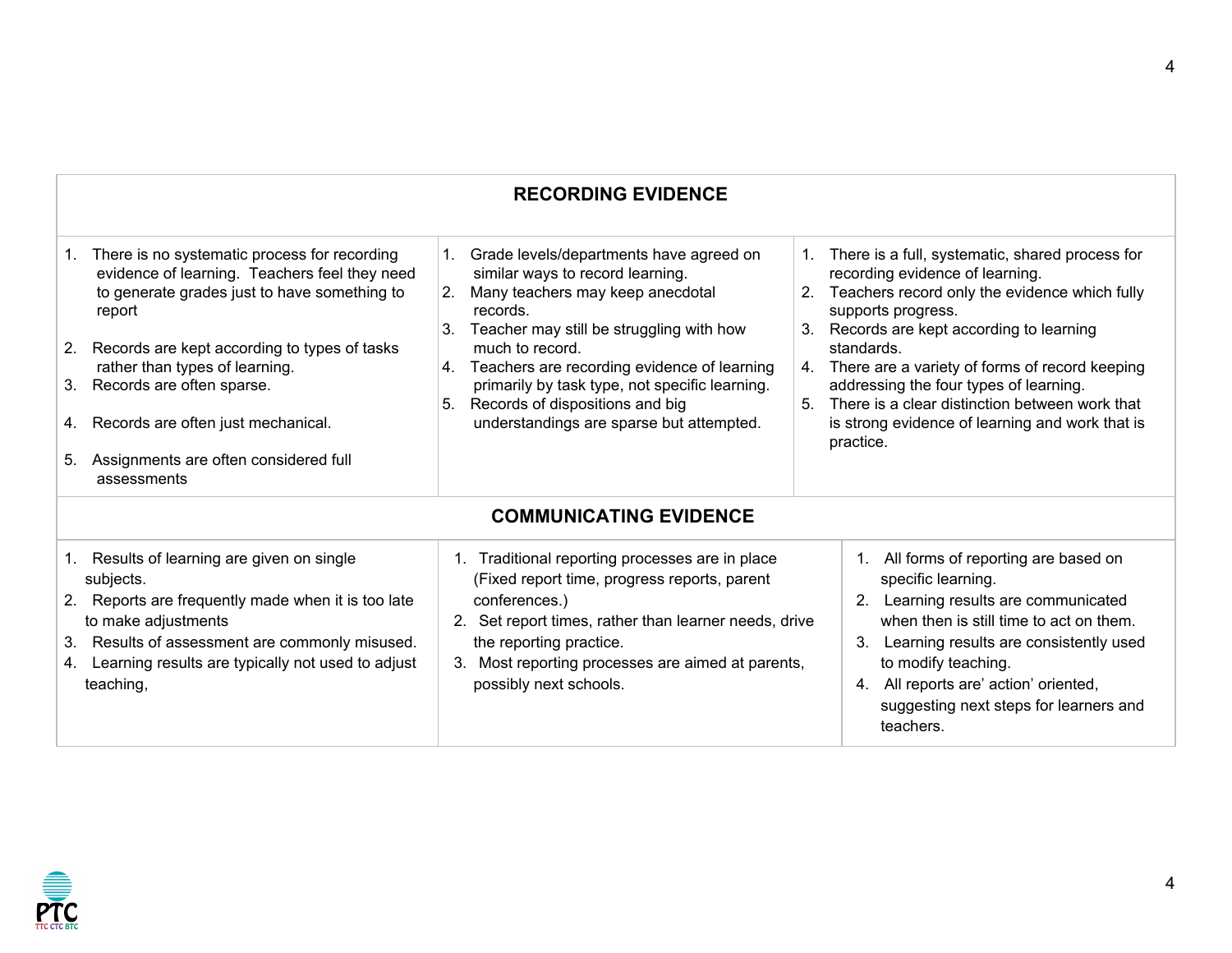| RECORDING EVIDENCE | | |
|---|---|---|
| 1. There is no systematic process for recording evidence of learning. Teachers feel they need to generate grades just to have something to report<br><br>2. Records are kept according to types of tasks rather than types of learning.<br>3. Records are often sparse.<br><br>4. Records are often just mechanical.<br><br>5. Assignments are often considered full assessments | 1. Grade levels/departments have agreed on similar ways to record learning.<br>2. Many teachers may keep anecdotal records.<br>3. Teacher may still be struggling with how much to record.<br>4. Teachers are recording evidence of learning primarily by task type, not specific learning.<br>5. Records of dispositions and big understandings are sparse but attempted. | 1. There is a full, systematic, shared process for recording evidence of learning.<br>2. Teachers record only the evidence which fully supports progress.<br>3. Records are kept according to learning standards.<br>4. There are a variety of forms of record keeping addressing the four types of learning.<br>5. There is a clear distinction between work that is strong evidence of learning and work that is practice. |
| **COMMUNICATING EVIDENCE** | | |
| 1. Results of learning are given on single subjects.<br>2. Reports are frequently made when it is too late to make adjustments<br>3. Results of assessment are commonly misused.<br>4. Learning results are typically not used to adjust teaching, | 1. Traditional reporting processes are in place (Fixed report time, progress reports, parent conferences.)<br>2. Set report times, rather than learner needs, drive the reporting practice.<br>3. Most reporting processes are aimed at parents, possibly next schools. | 1. All forms of reporting are based on specific learning.<br>2. Learning results are communicated when then is still time to act on them.<br>3. Learning results are consistently used to modify teaching.<br>4. All reports are' action' oriented, suggesting next steps for learners and teachers. |